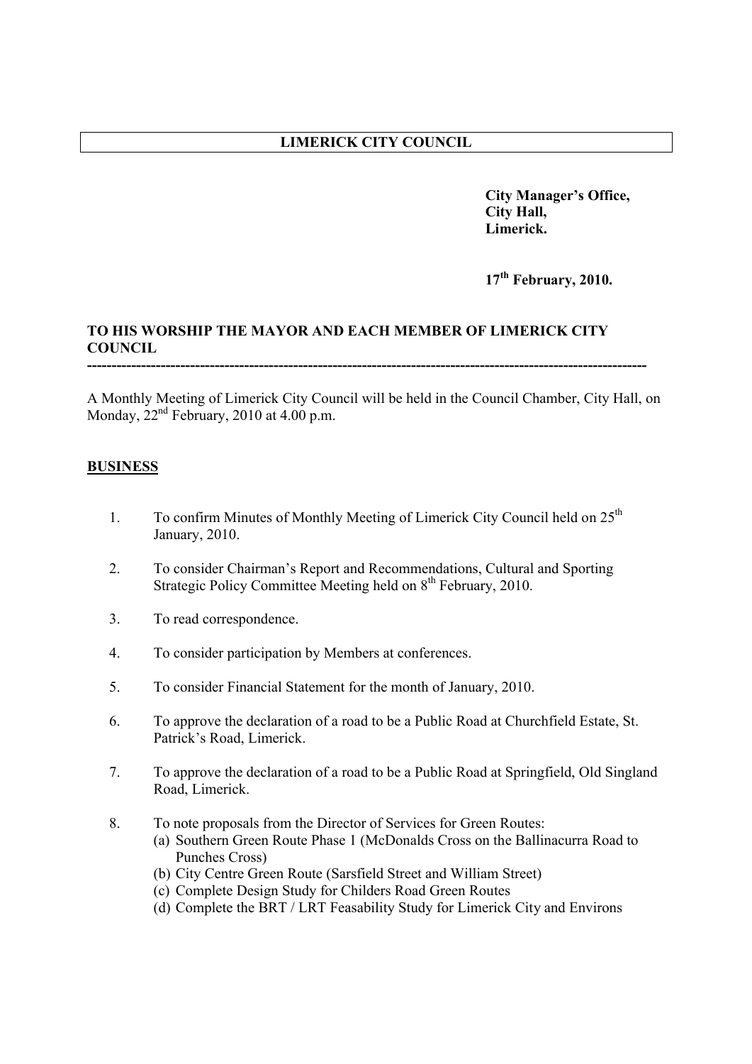**LIMERICK CITY COUNCIL**

**City Manager's Office,**
**City Hall,**
**Limerick.**

**17th February, 2010.**

**TO HIS WORSHIP THE MAYOR AND EACH MEMBER OF LIMERICK CITY COUNCIL**

---

A Monthly Meeting of Limerick City Council will be held in the Council Chamber, City Hall, on Monday, 22nd February, 2010 at 4.00 p.m.

## BUSINESS

1. To confirm Minutes of Monthly Meeting of Limerick City Council held on 25th January, 2010.

2. To consider Chairman's Report and Recommendations, Cultural and Sporting Strategic Policy Committee Meeting held on 8th February, 2010.

3. To read correspondence.

4. To consider participation by Members at conferences.

5. To consider Financial Statement for the month of January, 2010.

6. To approve the declaration of a road to be a Public Road at Churchfield Estate, St. Patrick's Road, Limerick.

7. To approve the declaration of a road to be a Public Road at Springfield, Old Singland Road, Limerick.

8. To note proposals from the Director of Services for Green Routes:
   (a) Southern Green Route Phase 1 (McDonalds Cross on the Ballinacurra Road to Punches Cross)
   (b) City Centre Green Route (Sarsfield Street and William Street)
   (c) Complete Design Study for Childers Road Green Routes
   (d) Complete the BRT / LRT Feasability Study for Limerick City and Environs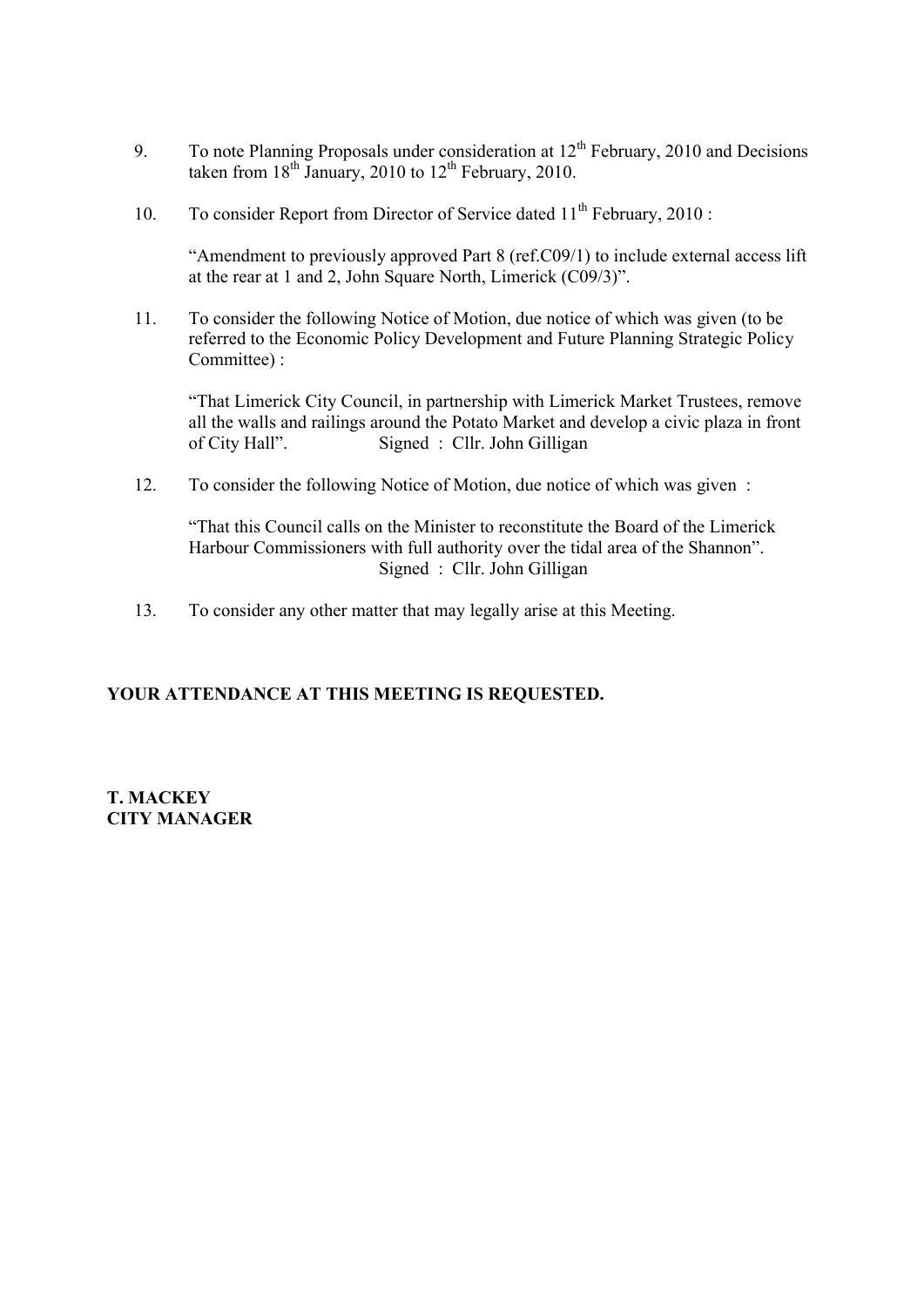9. To note Planning Proposals under consideration at 12th February, 2010 and Decisions taken from 18th January, 2010 to 12th February, 2010.

10. To consider Report from Director of Service dated 11th February, 2010 :

    "Amendment to previously approved Part 8 (ref.C09/1) to include external access lift at the rear at 1 and 2, John Square North, Limerick (C09/3)".

11. To consider the following Notice of Motion, due notice of which was given (to be referred to the Economic Policy Development and Future Planning Strategic Policy Committee) :

    "That Limerick City Council, in partnership with Limerick Market Trustees, remove all the walls and railings around the Potato Market and develop a civic plaza in front of City Hall". Signed : Cllr. John Gilligan

12. To consider the following Notice of Motion, due notice of which was given :

    "That this Council calls on the Minister to reconstitute the Board of the Limerick Harbour Commissioners with full authority over the tidal area of the Shannon". Signed : Cllr. John Gilligan

13. To consider any other matter that may legally arise at this Meeting.

**YOUR ATTENDANCE AT THIS MEETING IS REQUESTED.**

**T. MACKEY**
**CITY MANAGER**